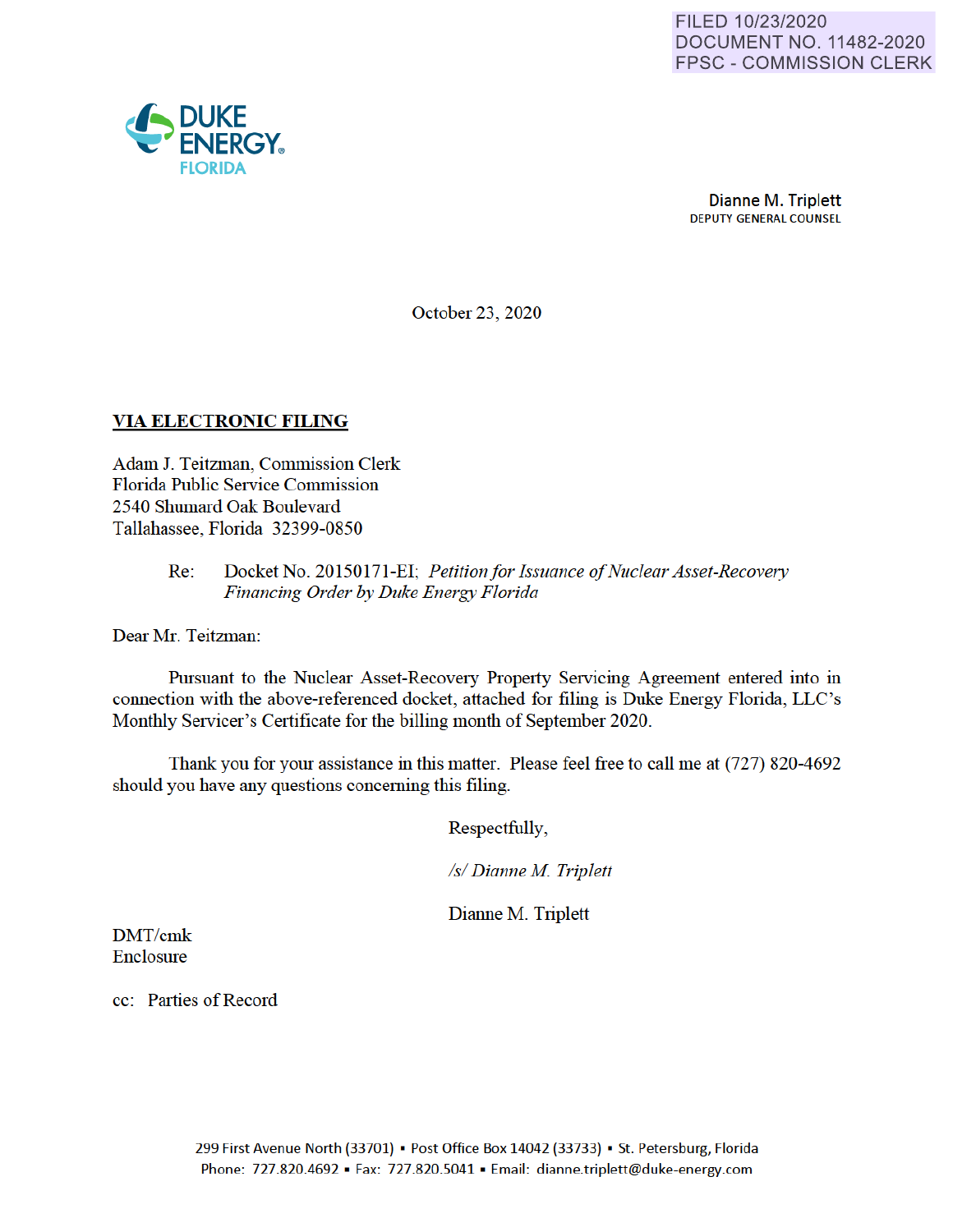FILED 10/23/2020
DOCUMENT NO. 11482-2020
FPSC - COMMISSION CLERK

DUKE ENERGY
FLORIDA

**Dianne M. Triplett**
DEPUTY GENERAL COUNSEL

October 23, 2020

**VIA ELECTRONIC FILING**

Adam J. Teitzman, Commission Clerk
Florida Public Service Commission
2540 Shumard Oak Boulevard
Tallahassee, Florida 32399-0850

Re: Docket No. 20150171-EI; *Petition for Issuance of Nuclear Asset-Recovery Financing Order by Duke Energy Florida*

Dear Mr. Teitzman:

Pursuant to the Nuclear Asset-Recovery Property Servicing Agreement entered into in connection with the above-referenced docket, attached for filing is Duke Energy Florida, LLC's Monthly Servicer's Certificate for the billing month of September 2020.

Thank you for your assistance in this matter. Please feel free to call me at (727) 820-4692 should you have any questions concerning this filing.

Respectfully,

*/s/ Dianne M. Triplett*

Dianne M. Triplett

DMT/cmk
Enclosure

cc: Parties of Record

299 First Avenue North (33701) ▪ Post Office Box 14042 (33733) ▪ St. Petersburg, Florida
Phone: 727.820.4692 ▪ Fax: 727.820.5041 ▪ Email: dianne.triplett@duke-energy.com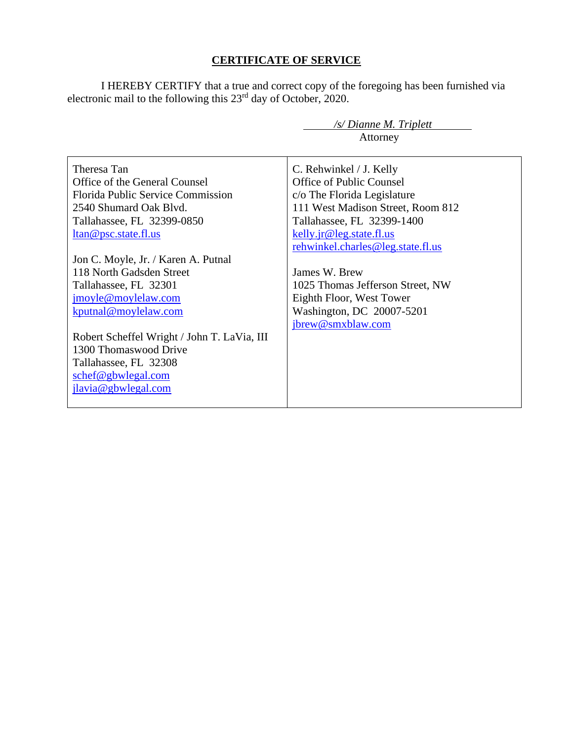## CERTIFICATE OF SERVICE

I HEREBY CERTIFY that a true and correct copy of the foregoing has been furnished via electronic mail to the following this 23rd day of October, 2020.

*/s/ Dianne M. Triplett*
Attorney

| | |
|---|---|
| Theresa Tan<br>Office of the General Counsel<br>Florida Public Service Commission<br>2540 Shumard Oak Blvd.<br>Tallahassee, FL 32399-0850<br>ltan@psc.state.fl.us<br><br>Jon C. Moyle, Jr. / Karen A. Putnal<br>118 North Gadsden Street<br>Tallahassee, FL 32301<br>jmoyle@moylelaw.com<br>kputnal@moylelaw.com<br><br>Robert Scheffel Wright / John T. LaVia, III<br>1300 Thomaswood Drive<br>Tallahassee, FL 32308<br>schef@gbwlegal.com<br>jlavia@gbwlegal.com | C. Rehwinkel / J. Kelly<br>Office of Public Counsel<br>c/o The Florida Legislature<br>111 West Madison Street, Room 812<br>Tallahassee, FL 32399-1400<br>kelly.jr@leg.state.fl.us<br>rehwinkel.charles@leg.state.fl.us<br><br>James W. Brew<br>1025 Thomas Jefferson Street, NW<br>Eighth Floor, West Tower<br>Washington, DC 20007-5201<br>jbrew@smxblaw.com |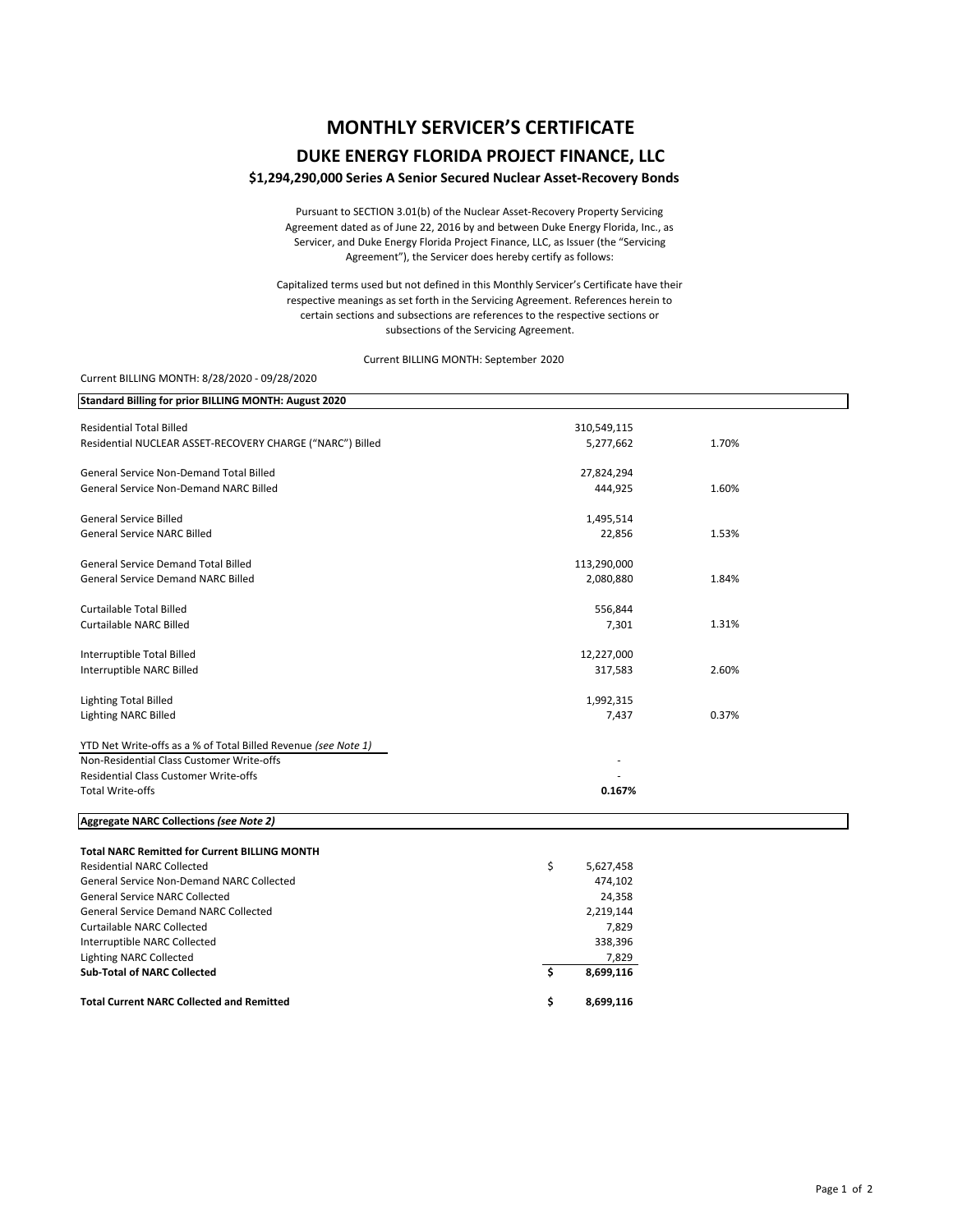# MONTHLY SERVICER'S CERTIFICATE

## DUKE ENERGY FLORIDA PROJECT FINANCE, LLC

### $1,294,290,000 Series A Senior Secured Nuclear Asset-Recovery Bonds

Pursuant to SECTION 3.01(b) of the Nuclear Asset-Recovery Property Servicing Agreement dated as of June 22, 2016 by and between Duke Energy Florida, Inc., as Servicer, and Duke Energy Florida Project Finance, LLC, as Issuer (the "Servicing Agreement"), the Servicer does hereby certify as follows:

Capitalized terms used but not defined in this Monthly Servicer's Certificate have their respective meanings as set forth in the Servicing Agreement. References herein to certain sections and subsections are references to the respective sections or subsections of the Servicing Agreement.

Current BILLING MONTH: September 2020

Current BILLING MONTH: 8/28/2020 - 09/28/2020

| **Standard Billing for prior BILLING MONTH: August 2020** | | |
|---|---|---|
| Residential Total Billed | 310,549,115 | |
| Residential NUCLEAR ASSET-RECOVERY CHARGE ("NARC") Billed | 5,277,662 | 1.70% |
| | | |
| General Service Non-Demand Total Billed | 27,824,294 | |
| General Service Non-Demand NARC Billed | 444,925 | 1.60% |
| | | |
| General Service Billed | 1,495,514 | |
| General Service NARC Billed | 22,856 | 1.53% |
| | | |
| General Service Demand Total Billed | 113,290,000 | |
| General Service Demand NARC Billed | 2,080,880 | 1.84% |
| | | |
| Curtailable Total Billed | 556,844 | |
| Curtailable NARC Billed | 7,301 | 1.31% |
| | | |
| Interruptible Total Billed | 12,227,000 | |
| Interruptible NARC Billed | 317,583 | 2.60% |
| | | |
| Lighting Total Billed | 1,992,315 | |
| Lighting NARC Billed | 7,437 | 0.37% |
| | | |
| YTD Net Write-offs as a % of Total Billed Revenue *(see Note 1)* | | |
| Non-Residential Class Customer Write-offs | - | |
| Residential Class Customer Write-offs | - | |
| Total Write-offs | **0.167%** | |

| **Aggregate NARC Collections *(see Note 2)*** | |
|---|---|
| **Total NARC Remitted for Current BILLING MONTH** | |
| Residential NARC Collected | $ 5,627,458 |
| General Service Non-Demand NARC Collected | 474,102 |
| General Service NARC Collected | 24,358 |
| General Service Demand NARC Collected | 2,219,144 |
| Curtailable NARC Collected | 7,829 |
| Interruptible NARC Collected | 338,396 |
| Lighting NARC Collected | 7,829 |
| **Sub-Total of NARC Collected** | **$ 8,699,116** |
| | |
| **Total Current NARC Collected and Remitted** | **$ 8,699,116** |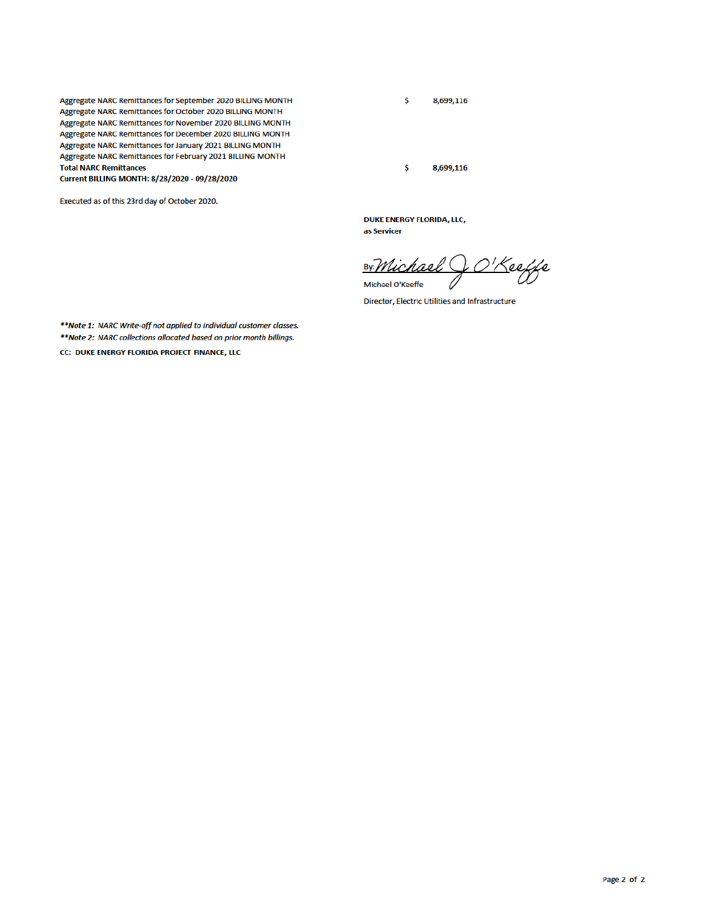| | | |
|---|---|---|
| Aggregate NARC Remittances for September 2020 BILLING MONTH | $ | 8,699,116 |
| Aggregate NARC Remittances for October 2020 BILLING MONTH | | |
| Aggregate NARC Remittances for November 2020 BILLING MONTH | | |
| Aggregate NARC Remittances for December 2020 BILLING MONTH | | |
| Aggregate NARC Remittances for January 2021 BILLING MONTH | | |
| Aggregate NARC Remittances for February 2021 BILLING MONTH | | |
| **Total NARC Remittances** | **$** | **8,699,116** |
| **Current BILLING MONTH: 8/28/2020 - 09/28/2020** | | |

Executed as of this 23rd day of October 2020.

**DUKE ENERGY FLORIDA, LLC,**
**as Servicer**

By: *Michael J O'Keeffe*
Michael O'Keeffe
Director, Electric Utilities and Infrastructure

***\*Note 1:** NARC Write-off not applied to individual customer classes.*
***\*Note 2:** NARC collections allocated based on prior month billings.*

**CC: DUKE ENERGY FLORIDA PROJECT FINANCE, LLC**